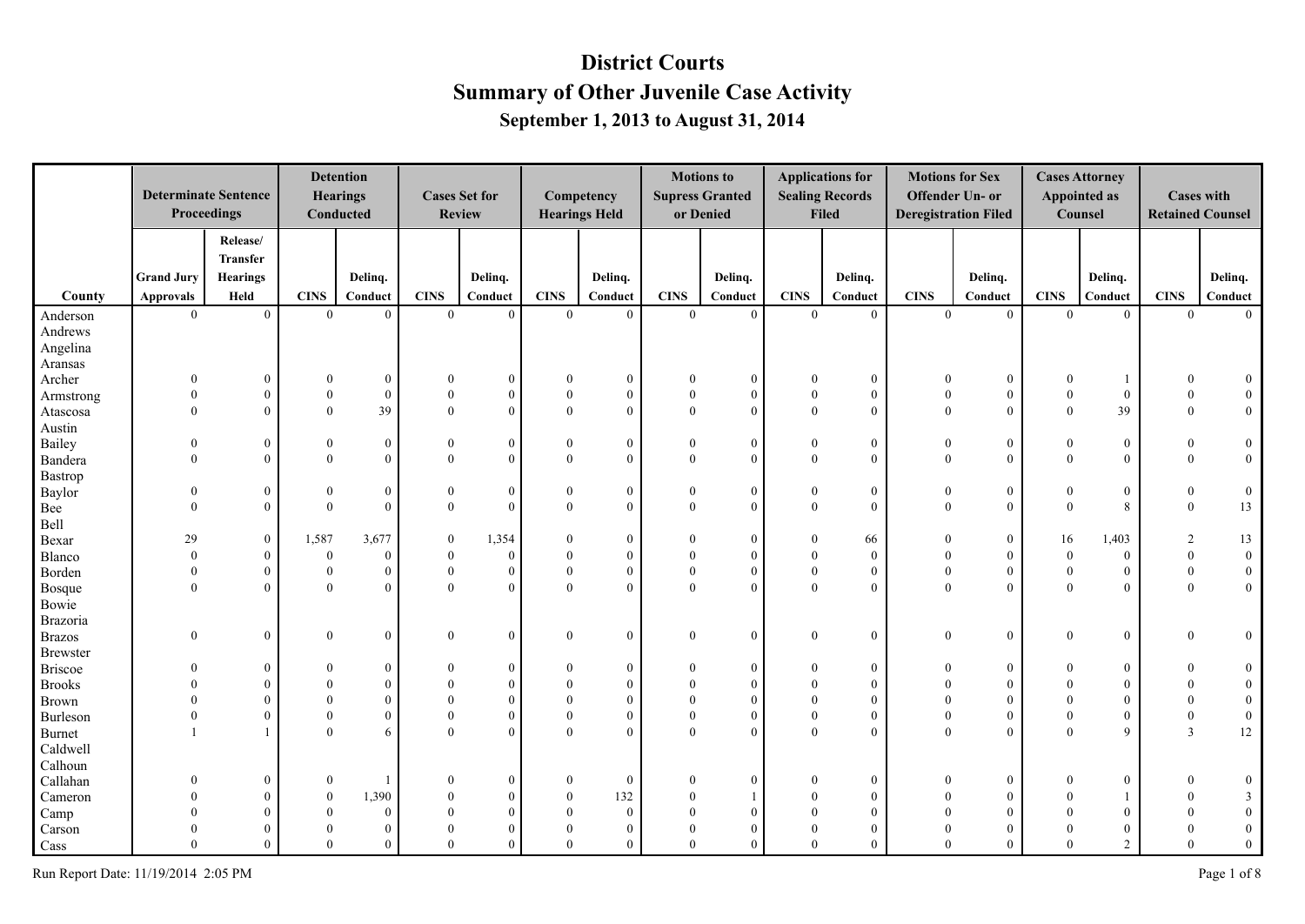# District Courts

## Summary of Other Juvenile Case Activity

### September 1, 2013 to August 31, 2014

| County | Determinate Sentence Proceedings | | Detention Hearings Conducted | | Cases Set for Review | | Competency Hearings Held | | Motions to Supress Granted or Denied | | Applications for Sealing Records Filed | | Motions for Sex Offender Un- or Deregistration Filed | | Cases Attorney Appointed as Counsel | | Cases with Retained Counsel | |
|---|---|---|---|---|---|---|---|---|---|---|---|---|---|---|---|---|---|---|
| | Grand Jury Approvals | Release/ Transfer Hearings Held | CINS | Delinq. Conduct | CINS | Delinq. Conduct | CINS | Delinq. Conduct | CINS | Delinq. Conduct | CINS | Delinq. Conduct | CINS | Delinq. Conduct | CINS | Delinq. Conduct | CINS | Delinq. Conduct |
| Anderson | 0 | 0 | 0 | 0 | 0 | 0 | 0 | 0 | 0 | 0 | 0 | 0 | 0 | 0 | 0 | 0 | 0 | 0 |
| Andrews | | | | | | | | | | | | | | | | | | |
| Angelina | | | | | | | | | | | | | | | | | | |
| Aransas | | | | | | | | | | | | | | | | | | |
| Archer | 0 | 0 | 0 | 0 | 0 | 0 | 0 | 0 | 0 | 0 | 0 | 0 | 0 | 0 | 0 | 1 | 0 | 0 |
| Armstrong | 0 | 0 | 0 | 0 | 0 | 0 | 0 | 0 | 0 | 0 | 0 | 0 | 0 | 0 | 0 | 0 | 0 | 0 |
| Atascosa | 0 | 0 | 0 | 39 | 0 | 0 | 0 | 0 | 0 | 0 | 0 | 0 | 0 | 0 | 0 | 39 | 0 | 0 |
| Austin | | | | | | | | | | | | | | | | | | |
| Bailey | 0 | 0 | 0 | 0 | 0 | 0 | 0 | 0 | 0 | 0 | 0 | 0 | 0 | 0 | 0 | 0 | 0 | 0 |
| Bandera | 0 | 0 | 0 | 0 | 0 | 0 | 0 | 0 | 0 | 0 | 0 | 0 | 0 | 0 | 0 | 0 | 0 | 0 |
| Bastrop | | | | | | | | | | | | | | | | | | |
| Baylor | 0 | 0 | 0 | 0 | 0 | 0 | 0 | 0 | 0 | 0 | 0 | 0 | 0 | 0 | 0 | 0 | 0 | 0 |
| Bee | 0 | 0 | 0 | 0 | 0 | 0 | 0 | 0 | 0 | 0 | 0 | 0 | 0 | 0 | 0 | 8 | 0 | 13 |
| Bell | | | | | | | | | | | | | | | | | | |
| Bexar | 29 | 0 | 1,587 | 3,677 | 0 | 1,354 | 0 | 0 | 0 | 0 | 0 | 66 | 0 | 0 | 16 | 1,403 | 2 | 13 |
| Blanco | 0 | 0 | 0 | 0 | 0 | 0 | 0 | 0 | 0 | 0 | 0 | 0 | 0 | 0 | 0 | 0 | 0 | 0 |
| Borden | 0 | 0 | 0 | 0 | 0 | 0 | 0 | 0 | 0 | 0 | 0 | 0 | 0 | 0 | 0 | 0 | 0 | 0 |
| Bosque | 0 | 0 | 0 | 0 | 0 | 0 | 0 | 0 | 0 | 0 | 0 | 0 | 0 | 0 | 0 | 0 | 0 | 0 |
| Bowie | | | | | | | | | | | | | | | | | | |
| Brazoria | | | | | | | | | | | | | | | | | | |
| Brazos | 0 | 0 | 0 | 0 | 0 | 0 | 0 | 0 | 0 | 0 | 0 | 0 | 0 | 0 | 0 | 0 | 0 | 0 |
| Brewster | | | | | | | | | | | | | | | | | | |
| Briscoe | 0 | 0 | 0 | 0 | 0 | 0 | 0 | 0 | 0 | 0 | 0 | 0 | 0 | 0 | 0 | 0 | 0 | 0 |
| Brooks | 0 | 0 | 0 | 0 | 0 | 0 | 0 | 0 | 0 | 0 | 0 | 0 | 0 | 0 | 0 | 0 | 0 | 0 |
| Brown | 0 | 0 | 0 | 0 | 0 | 0 | 0 | 0 | 0 | 0 | 0 | 0 | 0 | 0 | 0 | 0 | 0 | 0 |
| Burleson | 0 | 0 | 0 | 0 | 0 | 0 | 0 | 0 | 0 | 0 | 0 | 0 | 0 | 0 | 0 | 0 | 0 | 0 |
| Burnet | 1 | 1 | 0 | 6 | 0 | 0 | 0 | 0 | 0 | 0 | 0 | 0 | 0 | 0 | 0 | 9 | 3 | 12 |
| Caldwell | | | | | | | | | | | | | | | | | | |
| Calhoun | | | | | | | | | | | | | | | | | | |
| Callahan | 0 | 0 | 0 | 1 | 0 | 0 | 0 | 0 | 0 | 0 | 0 | 0 | 0 | 0 | 0 | 0 | 0 | 0 |
| Cameron | 0 | 0 | 0 | 1,390 | 0 | 0 | 0 | 132 | 0 | 1 | 0 | 0 | 0 | 0 | 0 | 1 | 0 | 3 |
| Camp | 0 | 0 | 0 | 0 | 0 | 0 | 0 | 0 | 0 | 0 | 0 | 0 | 0 | 0 | 0 | 0 | 0 | 0 |
| Carson | 0 | 0 | 0 | 0 | 0 | 0 | 0 | 0 | 0 | 0 | 0 | 0 | 0 | 0 | 0 | 0 | 0 | 0 |
| Cass | 0 | 0 | 0 | 0 | 0 | 0 | 0 | 0 | 0 | 0 | 0 | 0 | 0 | 0 | 0 | 2 | 0 | 0 |

Run Report Date: 11/19/2014 2:05 PM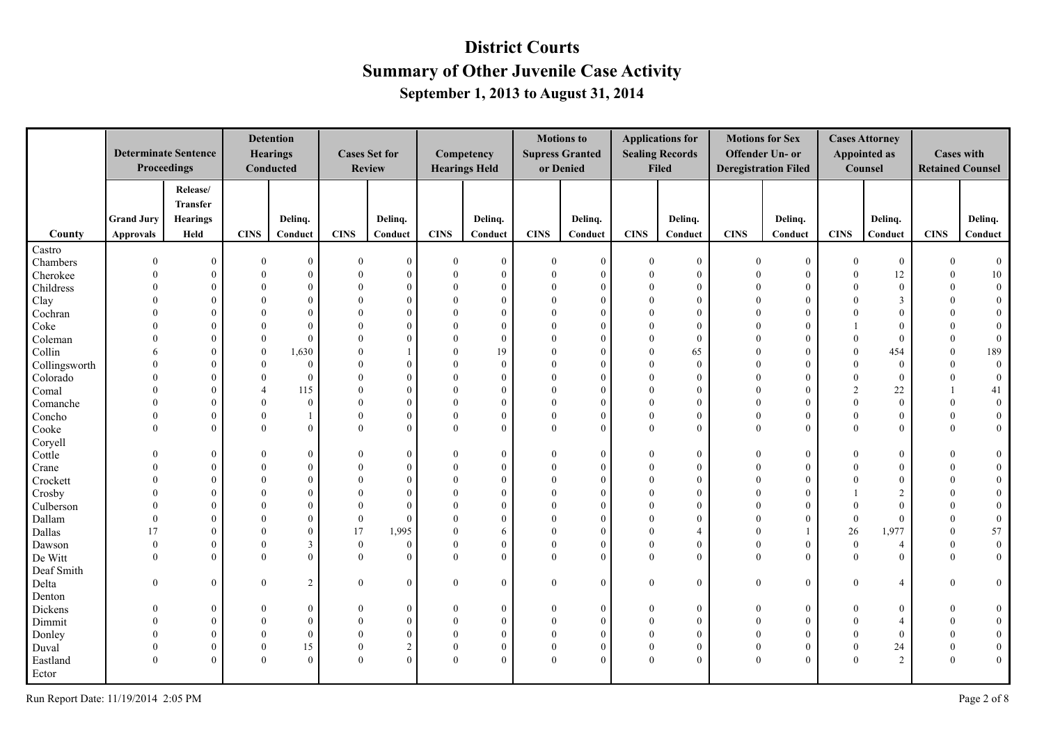# District Courts

## Summary of Other Juvenile Case Activity

### September 1, 2013 to August 31, 2014

| County | Determinate Sentence Proceedings | | Detention Hearings Conducted | | Cases Set for Review | | Competency Hearings Held | | Motions to Supress Granted or Denied | | Applications for Sealing Records Filed | | Motions for Sex Offender Un- or Deregistration Filed | | Cases Attorney Appointed as Counsel | | Cases with Retained Counsel | |
|---|---|---|---|---|---|---|---|---|---|---|---|---|---|---|---|---|---|---|
| | Grand Jury Approvals | Release/ Transfer Hearings Held | CINS | Delinq. Conduct | CINS | Delinq. Conduct | CINS | Delinq. Conduct | CINS | Delinq. Conduct | CINS | Delinq. Conduct | CINS | Delinq. Conduct | CINS | Delinq. Conduct | CINS | Delinq. Conduct |
| Castro | | | | | | | | | | | | | | | | | | |
| Chambers | 0 | 0 | 0 | 0 | 0 | 0 | 0 | 0 | 0 | 0 | 0 | 0 | 0 | 0 | 0 | 0 | 0 | 0 |
| Cherokee | 0 | 0 | 0 | 0 | 0 | 0 | 0 | 0 | 0 | 0 | 0 | 0 | 0 | 0 | 0 | 12 | 0 | 10 |
| Childress | 0 | 0 | 0 | 0 | 0 | 0 | 0 | 0 | 0 | 0 | 0 | 0 | 0 | 0 | 0 | 0 | 0 | 0 |
| Clay | 0 | 0 | 0 | 0 | 0 | 0 | 0 | 0 | 0 | 0 | 0 | 0 | 0 | 0 | 0 | 3 | 0 | 0 |
| Cochran | 0 | 0 | 0 | 0 | 0 | 0 | 0 | 0 | 0 | 0 | 0 | 0 | 0 | 0 | 0 | 0 | 0 | 0 |
| Coke | 0 | 0 | 0 | 0 | 0 | 0 | 0 | 0 | 0 | 0 | 0 | 0 | 0 | 0 | 1 | 0 | 0 | 0 |
| Coleman | 0 | 0 | 0 | 0 | 0 | 0 | 0 | 0 | 0 | 0 | 0 | 0 | 0 | 0 | 0 | 0 | 0 | 0 |
| Collin | 6 | 0 | 0 | 1,630 | 0 | 1 | 0 | 19 | 0 | 0 | 0 | 65 | 0 | 0 | 0 | 454 | 0 | 189 |
| Collingsworth | 0 | 0 | 0 | 0 | 0 | 0 | 0 | 0 | 0 | 0 | 0 | 0 | 0 | 0 | 0 | 0 | 0 | 0 |
| Colorado | 0 | 0 | 0 | 0 | 0 | 0 | 0 | 0 | 0 | 0 | 0 | 0 | 0 | 0 | 0 | 0 | 0 | 0 |
| Comal | 0 | 0 | 4 | 115 | 0 | 0 | 0 | 0 | 0 | 0 | 0 | 0 | 0 | 0 | 2 | 22 | 1 | 41 |
| Comanche | 0 | 0 | 0 | 0 | 0 | 0 | 0 | 0 | 0 | 0 | 0 | 0 | 0 | 0 | 0 | 0 | 0 | 0 |
| Concho | 0 | 0 | 0 | 1 | 0 | 0 | 0 | 0 | 0 | 0 | 0 | 0 | 0 | 0 | 0 | 0 | 0 | 0 |
| Cooke | 0 | 0 | 0 | 0 | 0 | 0 | 0 | 0 | 0 | 0 | 0 | 0 | 0 | 0 | 0 | 0 | 0 | 0 |
| Coryell | | | | | | | | | | | | | | | | | | |
| Cottle | 0 | 0 | 0 | 0 | 0 | 0 | 0 | 0 | 0 | 0 | 0 | 0 | 0 | 0 | 0 | 0 | 0 | 0 |
| Crane | 0 | 0 | 0 | 0 | 0 | 0 | 0 | 0 | 0 | 0 | 0 | 0 | 0 | 0 | 0 | 0 | 0 | 0 |
| Crockett | 0 | 0 | 0 | 0 | 0 | 0 | 0 | 0 | 0 | 0 | 0 | 0 | 0 | 0 | 0 | 0 | 0 | 0 |
| Crosby | 0 | 0 | 0 | 0 | 0 | 0 | 0 | 0 | 0 | 0 | 0 | 0 | 0 | 0 | 1 | 2 | 0 | 0 |
| Culberson | 0 | 0 | 0 | 0 | 0 | 0 | 0 | 0 | 0 | 0 | 0 | 0 | 0 | 0 | 0 | 0 | 0 | 0 |
| Dallam | 0 | 0 | 0 | 0 | 0 | 0 | 0 | 0 | 0 | 0 | 0 | 0 | 0 | 0 | 0 | 0 | 0 | 0 |
| Dallas | 17 | 0 | 0 | 0 | 17 | 1,995 | 0 | 6 | 0 | 0 | 0 | 4 | 0 | 1 | 26 | 1,977 | 0 | 57 |
| Dawson | 0 | 0 | 0 | 3 | 0 | 0 | 0 | 0 | 0 | 0 | 0 | 0 | 0 | 0 | 0 | 4 | 0 | 0 |
| De Witt | 0 | 0 | 0 | 0 | 0 | 0 | 0 | 0 | 0 | 0 | 0 | 0 | 0 | 0 | 0 | 0 | 0 | 0 |
| Deaf Smith | | | | | | | | | | | | | | | | | | |
| Delta | 0 | 0 | 0 | 2 | 0 | 0 | 0 | 0 | 0 | 0 | 0 | 0 | 0 | 0 | 0 | 4 | 0 | 0 |
| Denton | | | | | | | | | | | | | | | | | | |
| Dickens | 0 | 0 | 0 | 0 | 0 | 0 | 0 | 0 | 0 | 0 | 0 | 0 | 0 | 0 | 0 | 0 | 0 | 0 |
| Dimmit | 0 | 0 | 0 | 0 | 0 | 0 | 0 | 0 | 0 | 0 | 0 | 0 | 0 | 0 | 0 | 4 | 0 | 0 |
| Donley | 0 | 0 | 0 | 0 | 0 | 0 | 0 | 0 | 0 | 0 | 0 | 0 | 0 | 0 | 0 | 0 | 0 | 0 |
| Duval | 0 | 0 | 0 | 15 | 0 | 2 | 0 | 0 | 0 | 0 | 0 | 0 | 0 | 0 | 0 | 24 | 0 | 0 |
| Eastland | 0 | 0 | 0 | 0 | 0 | 0 | 0 | 0 | 0 | 0 | 0 | 0 | 0 | 0 | 0 | 2 | 0 | 0 |
| Ector | | | | | | | | | | | | | | | | | | |

Run Report Date: 11/19/2014 2:05 PM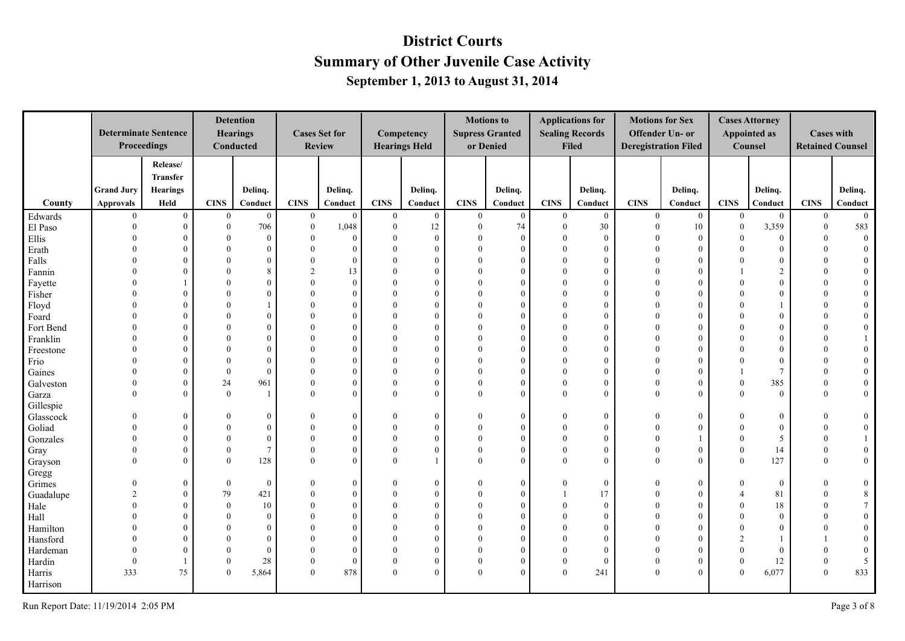# District Courts

## Summary of Other Juvenile Case Activity

### September 1, 2013 to August 31, 2014

| County | Determinate Sentence Proceedings | | Detention Hearings Conducted | | Cases Set for Review | | Competency Hearings Held | | Motions to Supress Granted or Denied | | Applications for Sealing Records Filed | | Motions for Sex Offender Un- or Deregistration Filed | | Cases Attorney Appointed as Counsel | | Cases with Retained Counsel | |
|---|---|---|---|---|---|---|---|---|---|---|---|---|---|---|---|---|---|---|
| | Grand Jury Approvals | Release/ Transfer Hearings Held | CINS | Delinq. Conduct | CINS | Delinq. Conduct | CINS | Delinq. Conduct | CINS | Delinq. Conduct | CINS | Delinq. Conduct | CINS | Delinq. Conduct | CINS | Delinq. Conduct | CINS | Delinq. Conduct |
| Edwards | 0 | 0 | 0 | 0 | 0 | 0 | 0 | 0 | 0 | 0 | 0 | 0 | 0 | 0 | 0 | 0 | 0 | 0 |
| El Paso | 0 | 0 | 0 | 706 | 0 | 1,048 | 0 | 12 | 0 | 74 | 0 | 30 | 0 | 10 | 0 | 3,359 | 0 | 583 |
| Ellis | 0 | 0 | 0 | 0 | 0 | 0 | 0 | 0 | 0 | 0 | 0 | 0 | 0 | 0 | 0 | 0 | 0 | 0 |
| Erath | 0 | 0 | 0 | 0 | 0 | 0 | 0 | 0 | 0 | 0 | 0 | 0 | 0 | 0 | 0 | 0 | 0 | 0 |
| Falls | 0 | 0 | 0 | 0 | 0 | 0 | 0 | 0 | 0 | 0 | 0 | 0 | 0 | 0 | 0 | 0 | 0 | 0 |
| Fannin | 0 | 0 | 0 | 8 | 2 | 13 | 0 | 0 | 0 | 0 | 0 | 0 | 0 | 0 | 1 | 2 | 0 | 0 |
| Fayette | 0 | 1 | 0 | 0 | 0 | 0 | 0 | 0 | 0 | 0 | 0 | 0 | 0 | 0 | 0 | 0 | 0 | 0 |
| Fisher | 0 | 0 | 0 | 0 | 0 | 0 | 0 | 0 | 0 | 0 | 0 | 0 | 0 | 0 | 0 | 0 | 0 | 0 |
| Floyd | 0 | 0 | 0 | 1 | 0 | 0 | 0 | 0 | 0 | 0 | 0 | 0 | 0 | 0 | 0 | 1 | 0 | 0 |
| Foard | 0 | 0 | 0 | 0 | 0 | 0 | 0 | 0 | 0 | 0 | 0 | 0 | 0 | 0 | 0 | 0 | 0 | 0 |
| Fort Bend | 0 | 0 | 0 | 0 | 0 | 0 | 0 | 0 | 0 | 0 | 0 | 0 | 0 | 0 | 0 | 0 | 0 | 0 |
| Franklin | 0 | 0 | 0 | 0 | 0 | 0 | 0 | 0 | 0 | 0 | 0 | 0 | 0 | 0 | 0 | 0 | 0 | 1 |
| Freestone | 0 | 0 | 0 | 0 | 0 | 0 | 0 | 0 | 0 | 0 | 0 | 0 | 0 | 0 | 0 | 0 | 0 | 0 |
| Frio | 0 | 0 | 0 | 0 | 0 | 0 | 0 | 0 | 0 | 0 | 0 | 0 | 0 | 0 | 0 | 0 | 0 | 0 |
| Gaines | 0 | 0 | 0 | 0 | 0 | 0 | 0 | 0 | 0 | 0 | 0 | 0 | 0 | 0 | 1 | 7 | 0 | 0 |
| Galveston | 0 | 0 | 24 | 961 | 0 | 0 | 0 | 0 | 0 | 0 | 0 | 0 | 0 | 0 | 0 | 385 | 0 | 0 |
| Garza | 0 | 0 | 0 | 1 | 0 | 0 | 0 | 0 | 0 | 0 | 0 | 0 | 0 | 0 | 0 | 0 | 0 | 0 |
| Gillespie | | | | | | | | | | | | | | | | | | |
| Glasscock | 0 | 0 | 0 | 0 | 0 | 0 | 0 | 0 | 0 | 0 | 0 | 0 | 0 | 0 | 0 | 0 | 0 | 0 |
| Goliad | 0 | 0 | 0 | 0 | 0 | 0 | 0 | 0 | 0 | 0 | 0 | 0 | 0 | 0 | 0 | 0 | 0 | 0 |
| Gonzales | 0 | 0 | 0 | 0 | 0 | 0 | 0 | 0 | 0 | 0 | 0 | 0 | 0 | 1 | 0 | 5 | 0 | 1 |
| Gray | 0 | 0 | 0 | 7 | 0 | 0 | 0 | 0 | 0 | 0 | 0 | 0 | 0 | 0 | 0 | 14 | 0 | 0 |
| Grayson | 0 | 0 | 0 | 128 | 0 | 0 | 0 | 1 | 0 | 0 | 0 | 0 | 0 | 0 | 0 | 127 | 0 | 0 |
| Gregg | | | | | | | | | | | | | | | | | | |
| Grimes | 0 | 0 | 0 | 0 | 0 | 0 | 0 | 0 | 0 | 0 | 0 | 0 | 0 | 0 | 0 | 0 | 0 | 0 |
| Guadalupe | 2 | 0 | 79 | 421 | 0 | 0 | 0 | 0 | 0 | 0 | 1 | 17 | 0 | 0 | 4 | 81 | 0 | 8 |
| Hale | 0 | 0 | 0 | 10 | 0 | 0 | 0 | 0 | 0 | 0 | 0 | 0 | 0 | 0 | 0 | 18 | 0 | 7 |
| Hall | 0 | 0 | 0 | 0 | 0 | 0 | 0 | 0 | 0 | 0 | 0 | 0 | 0 | 0 | 0 | 0 | 0 | 0 |
| Hamilton | 0 | 0 | 0 | 0 | 0 | 0 | 0 | 0 | 0 | 0 | 0 | 0 | 0 | 0 | 0 | 0 | 0 | 0 |
| Hansford | 0 | 0 | 0 | 0 | 0 | 0 | 0 | 0 | 0 | 0 | 0 | 0 | 0 | 0 | 2 | 1 | 1 | 0 |
| Hardeman | 0 | 0 | 0 | 0 | 0 | 0 | 0 | 0 | 0 | 0 | 0 | 0 | 0 | 0 | 0 | 0 | 0 | 0 |
| Hardin | 0 | 1 | 0 | 28 | 0 | 0 | 0 | 0 | 0 | 0 | 0 | 0 | 0 | 0 | 0 | 12 | 0 | 5 |
| Harris | 333 | 75 | 0 | 5,864 | 0 | 878 | 0 | 0 | 0 | 0 | 0 | 241 | 0 | 0 | 0 | 6,077 | 0 | 833 |
| Harrison | | | | | | | | | | | | | | | | | | |

Run Report Date: 11/19/2014 2:05 PM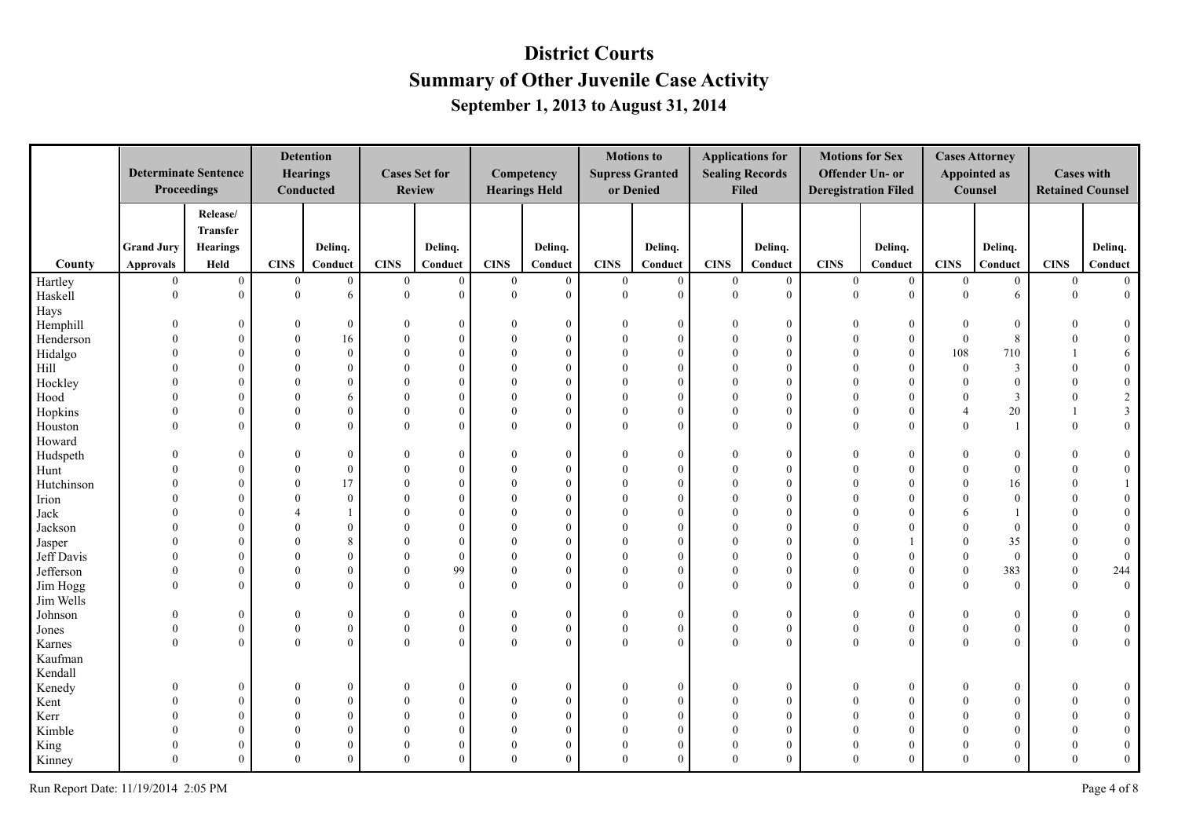# District Courts

# Summary of Other Juvenile Case Activity

## September 1, 2013 to August 31, 2014

| County | Determinate Sentence Proceedings | | Detention Hearings Conducted | | Cases Set for Review | | Competency Hearings Held | | Motions to Supress Granted or Denied | | Applications for Sealing Records Filed | | Motions for Sex Offender Un- or Deregistration Filed | | Cases Attorney Appointed as Counsel | | Cases with Retained Counsel | |
|---|---|---|---|---|---|---|---|---|---|---|---|---|---|---|---|---|---|---|
| | Grand Jury Approvals | Release/ Transfer Hearings Held | CINS | Delinq. Conduct | CINS | Delinq. Conduct | CINS | Delinq. Conduct | CINS | Delinq. Conduct | CINS | Delinq. Conduct | CINS | Delinq. Conduct | CINS | Delinq. Conduct | CINS | Delinq. Conduct |
| Hartley | 0 | 0 | 0 | 0 | 0 | 0 | 0 | 0 | 0 | 0 | 0 | 0 | 0 | 0 | 0 | 0 | 0 | 0 |
| Haskell | 0 | 0 | 0 | 6 | 0 | 0 | 0 | 0 | 0 | 0 | 0 | 0 | 0 | 0 | 0 | 6 | 0 | 0 |
| Hays | | | | | | | | | | | | | | | | | | |
| Hemphill | 0 | 0 | 0 | 0 | 0 | 0 | 0 | 0 | 0 | 0 | 0 | 0 | 0 | 0 | 0 | 0 | 0 | 0 |
| Henderson | 0 | 0 | 0 | 16 | 0 | 0 | 0 | 0 | 0 | 0 | 0 | 0 | 0 | 0 | 0 | 8 | 0 | 0 |
| Hidalgo | 0 | 0 | 0 | 0 | 0 | 0 | 0 | 0 | 0 | 0 | 0 | 0 | 0 | 0 | 108 | 710 | 1 | 6 |
| Hill | 0 | 0 | 0 | 0 | 0 | 0 | 0 | 0 | 0 | 0 | 0 | 0 | 0 | 0 | 0 | 3 | 0 | 0 |
| Hockley | 0 | 0 | 0 | 0 | 0 | 0 | 0 | 0 | 0 | 0 | 0 | 0 | 0 | 0 | 0 | 0 | 0 | 0 |
| Hood | 0 | 0 | 0 | 6 | 0 | 0 | 0 | 0 | 0 | 0 | 0 | 0 | 0 | 0 | 0 | 3 | 0 | 2 |
| Hopkins | 0 | 0 | 0 | 0 | 0 | 0 | 0 | 0 | 0 | 0 | 0 | 0 | 0 | 0 | 4 | 20 | 1 | 3 |
| Houston | 0 | 0 | 0 | 0 | 0 | 0 | 0 | 0 | 0 | 0 | 0 | 0 | 0 | 0 | 0 | 1 | 0 | 0 |
| Howard | | | | | | | | | | | | | | | | | | |
| Hudspeth | 0 | 0 | 0 | 0 | 0 | 0 | 0 | 0 | 0 | 0 | 0 | 0 | 0 | 0 | 0 | 0 | 0 | 0 |
| Hunt | 0 | 0 | 0 | 0 | 0 | 0 | 0 | 0 | 0 | 0 | 0 | 0 | 0 | 0 | 0 | 0 | 0 | 0 |
| Hutchinson | 0 | 0 | 0 | 17 | 0 | 0 | 0 | 0 | 0 | 0 | 0 | 0 | 0 | 0 | 0 | 16 | 0 | 1 |
| Irion | 0 | 0 | 0 | 0 | 0 | 0 | 0 | 0 | 0 | 0 | 0 | 0 | 0 | 0 | 0 | 0 | 0 | 0 |
| Jack | 0 | 0 | 4 | 1 | 0 | 0 | 0 | 0 | 0 | 0 | 0 | 0 | 0 | 0 | 6 | 1 | 0 | 0 |
| Jackson | 0 | 0 | 0 | 0 | 0 | 0 | 0 | 0 | 0 | 0 | 0 | 0 | 0 | 0 | 0 | 0 | 0 | 0 |
| Jasper | 0 | 0 | 0 | 8 | 0 | 0 | 0 | 0 | 0 | 0 | 0 | 0 | 0 | 1 | 0 | 35 | 0 | 0 |
| Jeff Davis | 0 | 0 | 0 | 0 | 0 | 0 | 0 | 0 | 0 | 0 | 0 | 0 | 0 | 0 | 0 | 0 | 0 | 0 |
| Jefferson | 0 | 0 | 0 | 0 | 0 | 99 | 0 | 0 | 0 | 0 | 0 | 0 | 0 | 0 | 0 | 383 | 0 | 244 |
| Jim Hogg | 0 | 0 | 0 | 0 | 0 | 0 | 0 | 0 | 0 | 0 | 0 | 0 | 0 | 0 | 0 | 0 | 0 | 0 |
| Jim Wells | | | | | | | | | | | | | | | | | | |
| Johnson | 0 | 0 | 0 | 0 | 0 | 0 | 0 | 0 | 0 | 0 | 0 | 0 | 0 | 0 | 0 | 0 | 0 | 0 |
| Jones | 0 | 0 | 0 | 0 | 0 | 0 | 0 | 0 | 0 | 0 | 0 | 0 | 0 | 0 | 0 | 0 | 0 | 0 |
| Karnes | 0 | 0 | 0 | 0 | 0 | 0 | 0 | 0 | 0 | 0 | 0 | 0 | 0 | 0 | 0 | 0 | 0 | 0 |
| Kaufman | | | | | | | | | | | | | | | | | | |
| Kendall | | | | | | | | | | | | | | | | | | |
| Kenedy | 0 | 0 | 0 | 0 | 0 | 0 | 0 | 0 | 0 | 0 | 0 | 0 | 0 | 0 | 0 | 0 | 0 | 0 |
| Kent | 0 | 0 | 0 | 0 | 0 | 0 | 0 | 0 | 0 | 0 | 0 | 0 | 0 | 0 | 0 | 0 | 0 | 0 |
| Kerr | 0 | 0 | 0 | 0 | 0 | 0 | 0 | 0 | 0 | 0 | 0 | 0 | 0 | 0 | 0 | 0 | 0 | 0 |
| Kimble | 0 | 0 | 0 | 0 | 0 | 0 | 0 | 0 | 0 | 0 | 0 | 0 | 0 | 0 | 0 | 0 | 0 | 0 |
| King | 0 | 0 | 0 | 0 | 0 | 0 | 0 | 0 | 0 | 0 | 0 | 0 | 0 | 0 | 0 | 0 | 0 | 0 |
| Kinney | 0 | 0 | 0 | 0 | 0 | 0 | 0 | 0 | 0 | 0 | 0 | 0 | 0 | 0 | 0 | 0 | 0 | 0 |

Run Report Date: 11/19/2014 2:05 PM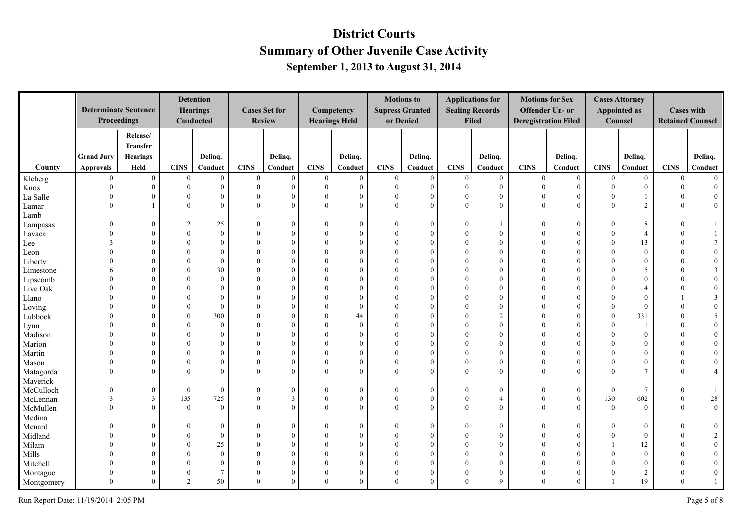# District Courts

## Summary of Other Juvenile Case Activity

### September 1, 2013 to August 31, 2014

| County | Determinate Sentence Proceedings | | Detention Hearings Conducted | | Cases Set for Review | | Competency Hearings Held | | Motions to Supress Granted or Denied | | Applications for Sealing Records Filed | | Motions for Sex Offender Un- or Deregistration Filed | | Cases Attorney Appointed as Counsel | | Cases with Retained Counsel | |
|---|---|---|---|---|---|---|---|---|---|---|---|---|---|---|---|---|---|---|
| | Grand Jury Approvals | Release/ Transfer Hearings Held | CINS | Delinq. Conduct | CINS | Delinq. Conduct | CINS | Delinq. Conduct | CINS | Delinq. Conduct | CINS | Delinq. Conduct | CINS | Delinq. Conduct | CINS | Delinq. Conduct | CINS | Delinq. Conduct |
| Kleberg | 0 | 0 | 0 | 0 | 0 | 0 | 0 | 0 | 0 | 0 | 0 | 0 | 0 | 0 | 0 | 0 | 0 | 0 |
| Knox | 0 | 0 | 0 | 0 | 0 | 0 | 0 | 0 | 0 | 0 | 0 | 0 | 0 | 0 | 0 | 0 | 0 | 0 |
| La Salle | 0 | 0 | 0 | 0 | 0 | 0 | 0 | 0 | 0 | 0 | 0 | 0 | 0 | 0 | 0 | 1 | 0 | 0 |
| Lamar | 0 | 1 | 0 | 0 | 0 | 0 | 0 | 0 | 0 | 0 | 0 | 0 | 0 | 0 | 0 | 2 | 0 | 0 |
| Lamb | | | | | | | | | | | | | | | | | | |
| Lampasas | 0 | 0 | 2 | 25 | 0 | 0 | 0 | 0 | 0 | 0 | 0 | 1 | 0 | 0 | 0 | 8 | 0 | 1 |
| Lavaca | 0 | 0 | 0 | 0 | 0 | 0 | 0 | 0 | 0 | 0 | 0 | 0 | 0 | 0 | 0 | 4 | 0 | 1 |
| Lee | 3 | 0 | 0 | 0 | 0 | 0 | 0 | 0 | 0 | 0 | 0 | 0 | 0 | 0 | 0 | 13 | 0 | 7 |
| Leon | 0 | 0 | 0 | 0 | 0 | 0 | 0 | 0 | 0 | 0 | 0 | 0 | 0 | 0 | 0 | 0 | 0 | 0 |
| Liberty | 0 | 0 | 0 | 0 | 0 | 0 | 0 | 0 | 0 | 0 | 0 | 0 | 0 | 0 | 0 | 0 | 0 | 0 |
| Limestone | 6 | 0 | 0 | 30 | 0 | 0 | 0 | 0 | 0 | 0 | 0 | 0 | 0 | 0 | 0 | 5 | 0 | 3 |
| Lipscomb | 0 | 0 | 0 | 0 | 0 | 0 | 0 | 0 | 0 | 0 | 0 | 0 | 0 | 0 | 0 | 0 | 0 | 0 |
| Live Oak | 0 | 0 | 0 | 0 | 0 | 0 | 0 | 0 | 0 | 0 | 0 | 0 | 0 | 0 | 0 | 4 | 0 | 0 |
| Llano | 0 | 0 | 0 | 0 | 0 | 0 | 0 | 0 | 0 | 0 | 0 | 0 | 0 | 0 | 0 | 0 | 1 | 3 |
| Loving | 0 | 0 | 0 | 0 | 0 | 0 | 0 | 0 | 0 | 0 | 0 | 0 | 0 | 0 | 0 | 0 | 0 | 0 |
| Lubbock | 0 | 0 | 0 | 300 | 0 | 0 | 0 | 44 | 0 | 0 | 0 | 2 | 0 | 0 | 0 | 331 | 0 | 5 |
| Lynn | 0 | 0 | 0 | 0 | 0 | 0 | 0 | 0 | 0 | 0 | 0 | 0 | 0 | 0 | 0 | 1 | 0 | 0 |
| Madison | 0 | 0 | 0 | 0 | 0 | 0 | 0 | 0 | 0 | 0 | 0 | 0 | 0 | 0 | 0 | 0 | 0 | 0 |
| Marion | 0 | 0 | 0 | 0 | 0 | 0 | 0 | 0 | 0 | 0 | 0 | 0 | 0 | 0 | 0 | 0 | 0 | 0 |
| Martin | 0 | 0 | 0 | 0 | 0 | 0 | 0 | 0 | 0 | 0 | 0 | 0 | 0 | 0 | 0 | 0 | 0 | 0 |
| Mason | 0 | 0 | 0 | 0 | 0 | 0 | 0 | 0 | 0 | 0 | 0 | 0 | 0 | 0 | 0 | 0 | 0 | 0 |
| Matagorda | 0 | 0 | 0 | 0 | 0 | 0 | 0 | 0 | 0 | 0 | 0 | 0 | 0 | 0 | 0 | 7 | 0 | 4 |
| Maverick | | | | | | | | | | | | | | | | | | |
| McCulloch | 0 | 0 | 0 | 0 | 0 | 0 | 0 | 0 | 0 | 0 | 0 | 0 | 0 | 0 | 0 | 7 | 0 | 1 |
| McLennan | 3 | 3 | 135 | 725 | 0 | 3 | 0 | 0 | 0 | 0 | 0 | 4 | 0 | 0 | 130 | 602 | 0 | 28 |
| McMullen | 0 | 0 | 0 | 0 | 0 | 0 | 0 | 0 | 0 | 0 | 0 | 0 | 0 | 0 | 0 | 0 | 0 | 0 |
| Medina | | | | | | | | | | | | | | | | | | |
| Menard | 0 | 0 | 0 | 0 | 0 | 0 | 0 | 0 | 0 | 0 | 0 | 0 | 0 | 0 | 0 | 0 | 0 | 0 |
| Midland | 0 | 0 | 0 | 0 | 0 | 0 | 0 | 0 | 0 | 0 | 0 | 0 | 0 | 0 | 0 | 0 | 0 | 2 |
| Milam | 0 | 0 | 0 | 25 | 0 | 0 | 0 | 0 | 0 | 0 | 0 | 0 | 0 | 0 | 1 | 12 | 0 | 0 |
| Mills | 0 | 0 | 0 | 0 | 0 | 0 | 0 | 0 | 0 | 0 | 0 | 0 | 0 | 0 | 0 | 0 | 0 | 0 |
| Mitchell | 0 | 0 | 0 | 0 | 0 | 0 | 0 | 0 | 0 | 0 | 0 | 0 | 0 | 0 | 0 | 0 | 0 | 0 |
| Montague | 0 | 0 | 0 | 7 | 0 | 0 | 0 | 0 | 0 | 0 | 0 | 0 | 0 | 0 | 0 | 2 | 0 | 0 |
| Montgomery | 0 | 0 | 2 | 50 | 0 | 0 | 0 | 0 | 0 | 0 | 0 | 9 | 0 | 0 | 1 | 19 | 0 | 1 |

Run Report Date: 11/19/2014 2:05 PM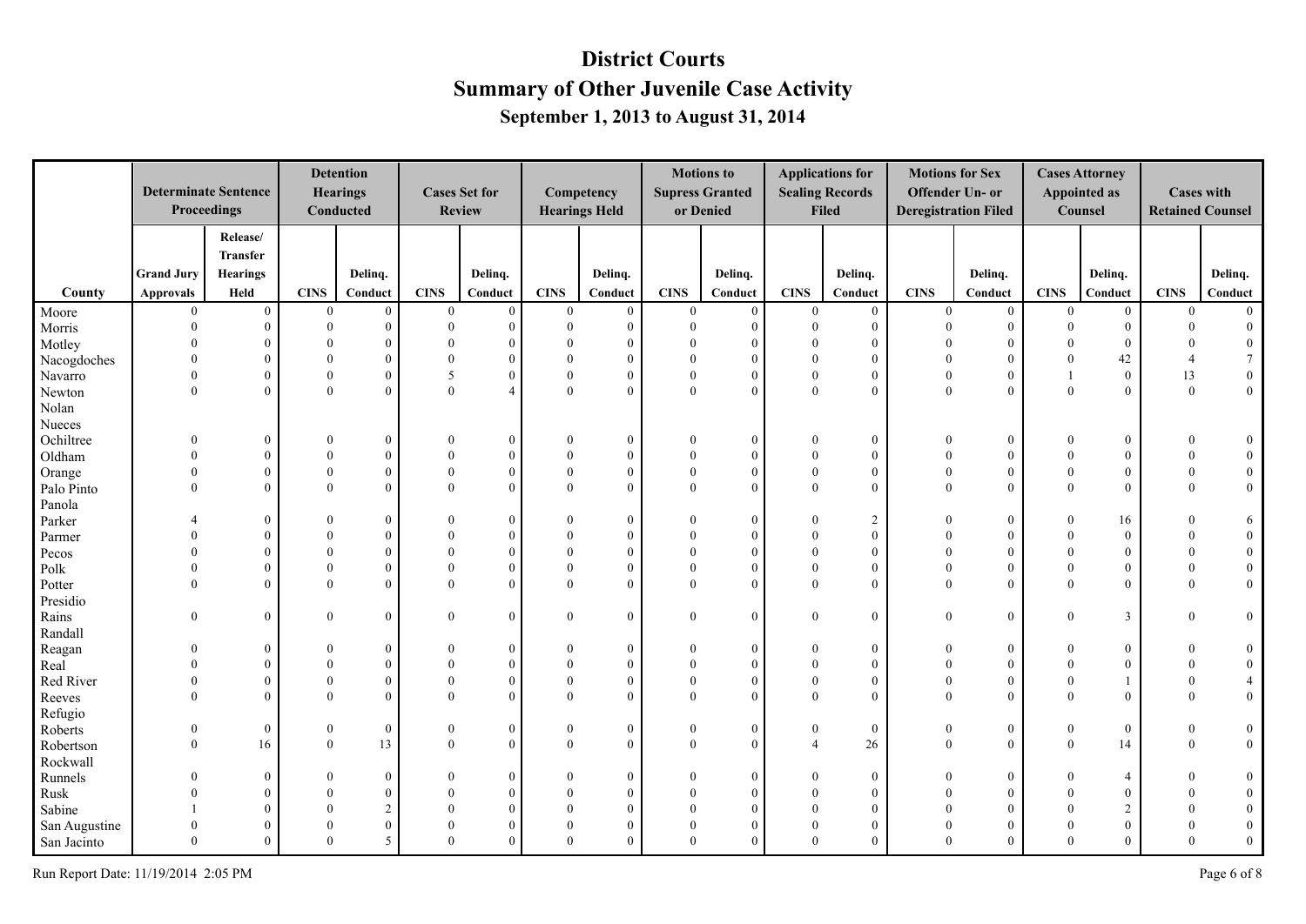# District Courts
## Summary of Other Juvenile Case Activity
### September 1, 2013 to August 31, 2014

| County | Determinate Sentence Proceedings | | Detention Hearings Conducted | | Cases Set for Review | | Competency Hearings Held | | Motions to Supress Granted or Denied | | Applications for Sealing Records Filed | | Motions for Sex Offender Un- or Deregistration Filed | | Cases Attorney Appointed as Counsel | | Cases with Retained Counsel | |
|---|---|---|---|---|---|---|---|---|---|---|---|---|---|---|---|---|---|---|
| | Grand Jury Approvals | Release/ Transfer Hearings Held | CINS | Delinq. Conduct | CINS | Delinq. Conduct | CINS | Delinq. Conduct | CINS | Delinq. Conduct | CINS | Delinq. Conduct | CINS | Delinq. Conduct | CINS | Delinq. Conduct | CINS | Delinq. Conduct |
| Moore | 0 | 0 | 0 | 0 | 0 | 0 | 0 | 0 | 0 | 0 | 0 | 0 | 0 | 0 | 0 | 0 | 0 | 0 |
| Morris | 0 | 0 | 0 | 0 | 0 | 0 | 0 | 0 | 0 | 0 | 0 | 0 | 0 | 0 | 0 | 0 | 0 | 0 |
| Motley | 0 | 0 | 0 | 0 | 0 | 0 | 0 | 0 | 0 | 0 | 0 | 0 | 0 | 0 | 0 | 0 | 0 | 0 |
| Nacogdoches | 0 | 0 | 0 | 0 | 0 | 0 | 0 | 0 | 0 | 0 | 0 | 0 | 0 | 0 | 0 | 42 | 4 | 7 |
| Navarro | 0 | 0 | 0 | 0 | 5 | 0 | 0 | 0 | 0 | 0 | 0 | 0 | 0 | 0 | 1 | 0 | 13 | 0 |
| Newton | 0 | 0 | 0 | 0 | 0 | 4 | 0 | 0 | 0 | 0 | 0 | 0 | 0 | 0 | 0 | 0 | 0 | 0 |
| Nolan | | | | | | | | | | | | | | | | | | |
| Nueces | | | | | | | | | | | | | | | | | | |
| Ochiltree | 0 | 0 | 0 | 0 | 0 | 0 | 0 | 0 | 0 | 0 | 0 | 0 | 0 | 0 | 0 | 0 | 0 | 0 |
| Oldham | 0 | 0 | 0 | 0 | 0 | 0 | 0 | 0 | 0 | 0 | 0 | 0 | 0 | 0 | 0 | 0 | 0 | 0 |
| Orange | 0 | 0 | 0 | 0 | 0 | 0 | 0 | 0 | 0 | 0 | 0 | 0 | 0 | 0 | 0 | 0 | 0 | 0 |
| Palo Pinto | 0 | 0 | 0 | 0 | 0 | 0 | 0 | 0 | 0 | 0 | 0 | 0 | 0 | 0 | 0 | 0 | 0 | 0 |
| Panola | | | | | | | | | | | | | | | | | | |
| Parker | 4 | 0 | 0 | 0 | 0 | 0 | 0 | 0 | 0 | 0 | 0 | 2 | 0 | 0 | 0 | 16 | 0 | 6 |
| Parmer | 0 | 0 | 0 | 0 | 0 | 0 | 0 | 0 | 0 | 0 | 0 | 0 | 0 | 0 | 0 | 0 | 0 | 0 |
| Pecos | 0 | 0 | 0 | 0 | 0 | 0 | 0 | 0 | 0 | 0 | 0 | 0 | 0 | 0 | 0 | 0 | 0 | 0 |
| Polk | 0 | 0 | 0 | 0 | 0 | 0 | 0 | 0 | 0 | 0 | 0 | 0 | 0 | 0 | 0 | 0 | 0 | 0 |
| Potter | 0 | 0 | 0 | 0 | 0 | 0 | 0 | 0 | 0 | 0 | 0 | 0 | 0 | 0 | 0 | 0 | 0 | 0 |
| Presidio | | | | | | | | | | | | | | | | | | |
| Rains | 0 | 0 | 0 | 0 | 0 | 0 | 0 | 0 | 0 | 0 | 0 | 0 | 0 | 0 | 0 | 3 | 0 | 0 |
| Randall | | | | | | | | | | | | | | | | | | |
| Reagan | 0 | 0 | 0 | 0 | 0 | 0 | 0 | 0 | 0 | 0 | 0 | 0 | 0 | 0 | 0 | 0 | 0 | 0 |
| Real | 0 | 0 | 0 | 0 | 0 | 0 | 0 | 0 | 0 | 0 | 0 | 0 | 0 | 0 | 0 | 0 | 0 | 0 |
| Red River | 0 | 0 | 0 | 0 | 0 | 0 | 0 | 0 | 0 | 0 | 0 | 0 | 0 | 0 | 0 | 1 | 0 | 4 |
| Reeves | 0 | 0 | 0 | 0 | 0 | 0 | 0 | 0 | 0 | 0 | 0 | 0 | 0 | 0 | 0 | 0 | 0 | 0 |
| Refugio | | | | | | | | | | | | | | | | | | |
| Roberts | 0 | 0 | 0 | 0 | 0 | 0 | 0 | 0 | 0 | 0 | 0 | 0 | 0 | 0 | 0 | 0 | 0 | 0 |
| Robertson | 0 | 16 | 0 | 13 | 0 | 0 | 0 | 0 | 0 | 0 | 4 | 26 | 0 | 0 | 0 | 14 | 0 | 0 |
| Rockwall | | | | | | | | | | | | | | | | | | |
| Runnels | 0 | 0 | 0 | 0 | 0 | 0 | 0 | 0 | 0 | 0 | 0 | 0 | 0 | 0 | 0 | 4 | 0 | 0 |
| Rusk | 0 | 0 | 0 | 0 | 0 | 0 | 0 | 0 | 0 | 0 | 0 | 0 | 0 | 0 | 0 | 0 | 0 | 0 |
| Sabine | 1 | 0 | 0 | 2 | 0 | 0 | 0 | 0 | 0 | 0 | 0 | 0 | 0 | 0 | 0 | 2 | 0 | 0 |
| San Augustine | 0 | 0 | 0 | 0 | 0 | 0 | 0 | 0 | 0 | 0 | 0 | 0 | 0 | 0 | 0 | 0 | 0 | 0 |
| San Jacinto | 0 | 0 | 0 | 5 | 0 | 0 | 0 | 0 | 0 | 0 | 0 | 0 | 0 | 0 | 0 | 0 | 0 | 0 |

Run Report Date: 11/19/2014 2:05 PM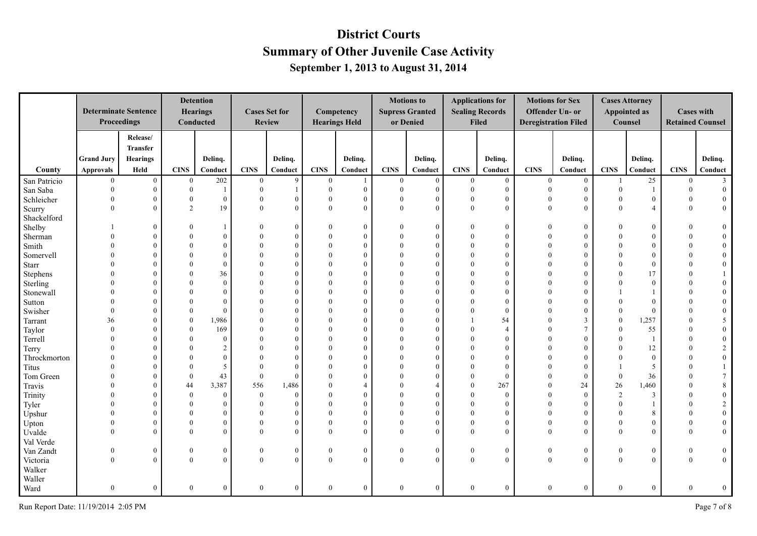# District Courts

## Summary of Other Juvenile Case Activity

### September 1, 2013 to August 31, 2014

| County | Determinate Sentence Proceedings | | Detention Hearings Conducted | | Cases Set for Review | | Competency Hearings Held | | Motions to Supress Granted or Denied | | Applications for Sealing Records Filed | | Motions for Sex Offender Un- or Deregistration Filed | | Cases Attorney Appointed as Counsel | | Cases with Retained Counsel | |
|---|---|---|---|---|---|---|---|---|---|---|---|---|---|---|---|---|---|---|
| | Grand Jury Approvals | Release/ Transfer Hearings Held | CINS | Delinq. Conduct | CINS | Delinq. Conduct | CINS | Delinq. Conduct | CINS | Delinq. Conduct | CINS | Delinq. Conduct | CINS | Delinq. Conduct | CINS | Delinq. Conduct | CINS | Delinq. Conduct |
| San Patricio | 0 | 0 | 0 | 202 | 0 | 9 | 0 | 1 | 0 | 0 | 0 | 0 | 0 | 0 | 1 | 25 | 0 | 3 |
| San Saba | 0 | 0 | 0 | 1 | 0 | 1 | 0 | 0 | 0 | 0 | 0 | 0 | 0 | 0 | 0 | 1 | 0 | 0 |
| Schleicher | 0 | 0 | 0 | 0 | 0 | 0 | 0 | 0 | 0 | 0 | 0 | 0 | 0 | 0 | 0 | 0 | 0 | 0 |
| Scurry | 0 | 0 | 2 | 19 | 0 | 0 | 0 | 0 | 0 | 0 | 0 | 0 | 0 | 0 | 0 | 4 | 0 | 0 |
| Shackelford | | | | | | | | | | | | | | | | | | |
| Shelby | 1 | 0 | 0 | 1 | 0 | 0 | 0 | 0 | 0 | 0 | 0 | 0 | 0 | 0 | 0 | 0 | 0 | 0 |
| Sherman | 0 | 0 | 0 | 0 | 0 | 0 | 0 | 0 | 0 | 0 | 0 | 0 | 0 | 0 | 0 | 0 | 0 | 0 |
| Smith | 0 | 0 | 0 | 0 | 0 | 0 | 0 | 0 | 0 | 0 | 0 | 0 | 0 | 0 | 0 | 0 | 0 | 0 |
| Somervell | 0 | 0 | 0 | 0 | 0 | 0 | 0 | 0 | 0 | 0 | 0 | 0 | 0 | 0 | 0 | 0 | 0 | 0 |
| Starr | 0 | 0 | 0 | 0 | 0 | 0 | 0 | 0 | 0 | 0 | 0 | 0 | 0 | 0 | 0 | 0 | 0 | 0 |
| Stephens | 0 | 0 | 0 | 36 | 0 | 0 | 0 | 0 | 0 | 0 | 0 | 0 | 0 | 0 | 0 | 17 | 0 | 1 |
| Sterling | 0 | 0 | 0 | 0 | 0 | 0 | 0 | 0 | 0 | 0 | 0 | 0 | 0 | 0 | 0 | 0 | 0 | 0 |
| Stonewall | 0 | 0 | 0 | 0 | 0 | 0 | 0 | 0 | 0 | 0 | 0 | 0 | 0 | 0 | 1 | 1 | 0 | 0 |
| Sutton | 0 | 0 | 0 | 0 | 0 | 0 | 0 | 0 | 0 | 0 | 0 | 0 | 0 | 0 | 0 | 0 | 0 | 0 |
| Swisher | 0 | 0 | 0 | 0 | 0 | 0 | 0 | 0 | 0 | 0 | 0 | 0 | 0 | 0 | 0 | 0 | 0 | 0 |
| Tarrant | 36 | 0 | 0 | 1,986 | 0 | 0 | 0 | 0 | 0 | 0 | 1 | 54 | 0 | 3 | 0 | 1,257 | 0 | 5 |
| Taylor | 0 | 0 | 0 | 169 | 0 | 0 | 0 | 0 | 0 | 0 | 0 | 4 | 0 | 7 | 0 | 55 | 0 | 0 |
| Terrell | 0 | 0 | 0 | 0 | 0 | 0 | 0 | 0 | 0 | 0 | 0 | 0 | 0 | 0 | 0 | 1 | 0 | 0 |
| Terry | 0 | 0 | 0 | 2 | 0 | 0 | 0 | 0 | 0 | 0 | 0 | 0 | 0 | 0 | 0 | 12 | 0 | 2 |
| Throckmorton | 0 | 0 | 0 | 0 | 0 | 0 | 0 | 0 | 0 | 0 | 0 | 0 | 0 | 0 | 0 | 0 | 0 | 0 |
| Titus | 0 | 0 | 0 | 5 | 0 | 0 | 0 | 0 | 0 | 0 | 0 | 0 | 0 | 0 | 1 | 5 | 0 | 1 |
| Tom Green | 0 | 0 | 0 | 43 | 0 | 0 | 0 | 0 | 0 | 0 | 0 | 0 | 0 | 0 | 0 | 36 | 0 | 7 |
| Travis | 0 | 0 | 44 | 3,387 | 556 | 1,486 | 0 | 4 | 0 | 4 | 0 | 267 | 0 | 24 | 26 | 1,460 | 0 | 8 |
| Trinity | 0 | 0 | 0 | 0 | 0 | 0 | 0 | 0 | 0 | 0 | 0 | 0 | 0 | 0 | 2 | 3 | 0 | 0 |
| Tyler | 0 | 0 | 0 | 0 | 0 | 0 | 0 | 0 | 0 | 0 | 0 | 0 | 0 | 0 | 0 | 1 | 0 | 2 |
| Upshur | 0 | 0 | 0 | 0 | 0 | 0 | 0 | 0 | 0 | 0 | 0 | 0 | 0 | 0 | 0 | 8 | 0 | 0 |
| Upton | 0 | 0 | 0 | 0 | 0 | 0 | 0 | 0 | 0 | 0 | 0 | 0 | 0 | 0 | 0 | 0 | 0 | 0 |
| Uvalde | 0 | 0 | 0 | 0 | 0 | 0 | 0 | 0 | 0 | 0 | 0 | 0 | 0 | 0 | 0 | 0 | 0 | 0 |
| Val Verde | | | | | | | | | | | | | | | | | | |
| Van Zandt | 0 | 0 | 0 | 0 | 0 | 0 | 0 | 0 | 0 | 0 | 0 | 0 | 0 | 0 | 0 | 0 | 0 | 0 |
| Victoria | 0 | 0 | 0 | 0 | 0 | 0 | 0 | 0 | 0 | 0 | 0 | 0 | 0 | 0 | 0 | 0 | 0 | 0 |
| Walker | | | | | | | | | | | | | | | | | | |
| Waller | | | | | | | | | | | | | | | | | | |
| Ward | 0 | 0 | 0 | 0 | 0 | 0 | 0 | 0 | 0 | 0 | 0 | 0 | 0 | 0 | 0 | 0 | 0 | 0 |

Run Report Date: 11/19/2014 2:05 PM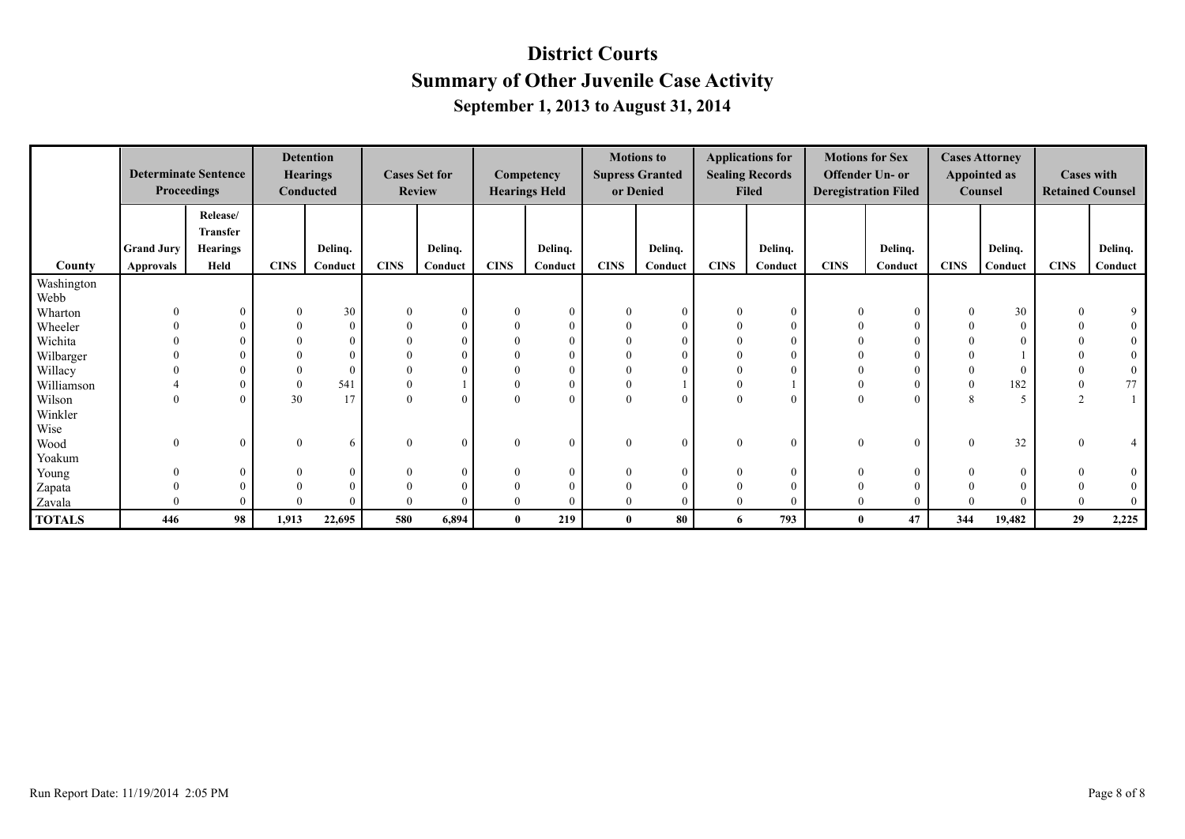# District Courts

## Summary of Other Juvenile Case Activity

### September 1, 2013 to August 31, 2014

| County | Determinate Sentence Proceedings | | Detention Hearings Conducted | | Cases Set for Review | | Competency Hearings Held | | Motions to Supress Granted or Denied | | Applications for Sealing Records Filed | | Motions for Sex Offender Un- or Deregistration Filed | | Cases Attorney Appointed as Counsel | | Cases with Retained Counsel | |
|---|---|---|---|---|---|---|---|---|---|---|---|---|---|---|---|---|---|---|
| | Grand Jury Approvals | Release/ Transfer Hearings Held | CINS | Delinq. Conduct | CINS | Delinq. Conduct | CINS | Delinq. Conduct | CINS | Delinq. Conduct | CINS | Delinq. Conduct | CINS | Delinq. Conduct | CINS | Delinq. Conduct | CINS | Delinq. Conduct |
| Washington | | | | | | | | | | | | | | | | | | |
| Webb | | | | | | | | | | | | | | | | | | |
| Wharton | 0 | 0 | 0 | 30 | 0 | 0 | 0 | 0 | 0 | 0 | 0 | 0 | 0 | 0 | 0 | 30 | 0 | 9 |
| Wheeler | 0 | 0 | 0 | 0 | 0 | 0 | 0 | 0 | 0 | 0 | 0 | 0 | 0 | 0 | 0 | 0 | 0 | 0 |
| Wichita | 0 | 0 | 0 | 0 | 0 | 0 | 0 | 0 | 0 | 0 | 0 | 0 | 0 | 0 | 0 | 0 | 0 | 0 |
| Wilbarger | 0 | 0 | 0 | 0 | 0 | 0 | 0 | 0 | 0 | 0 | 0 | 0 | 0 | 0 | 0 | 1 | 0 | 0 |
| Willacy | 0 | 0 | 0 | 0 | 0 | 0 | 0 | 0 | 0 | 0 | 0 | 0 | 0 | 0 | 0 | 0 | 0 | 0 |
| Williamson | 4 | 0 | 0 | 541 | 0 | 1 | 0 | 0 | 0 | 1 | 0 | 1 | 0 | 0 | 0 | 182 | 0 | 77 |
| Wilson | 0 | 0 | 30 | 17 | 0 | 0 | 0 | 0 | 0 | 0 | 0 | 0 | 0 | 0 | 8 | 5 | 2 | 1 |
| Winkler | | | | | | | | | | | | | | | | | | |
| Wise | | | | | | | | | | | | | | | | | | |
| Wood | 0 | 0 | 0 | 6 | 0 | 0 | 0 | 0 | 0 | 0 | 0 | 0 | 0 | 0 | 0 | 32 | 0 | 4 |
| Yoakum | | | | | | | | | | | | | | | | | | |
| Young | 0 | 0 | 0 | 0 | 0 | 0 | 0 | 0 | 0 | 0 | 0 | 0 | 0 | 0 | 0 | 0 | 0 | 0 |
| Zapata | 0 | 0 | 0 | 0 | 0 | 0 | 0 | 0 | 0 | 0 | 0 | 0 | 0 | 0 | 0 | 0 | 0 | 0 |
| Zavala | 0 | 0 | 0 | 0 | 0 | 0 | 0 | 0 | 0 | 0 | 0 | 0 | 0 | 0 | 0 | 0 | 0 | 0 |
| **TOTALS** | **446** | **98** | **1,913** | **22,695** | **580** | **6,894** | **0** | **219** | **0** | **80** | **6** | **793** | **0** | **47** | **344** | **19,482** | **29** | **2,225** |

Run Report Date: 11/19/2014 2:05 PM